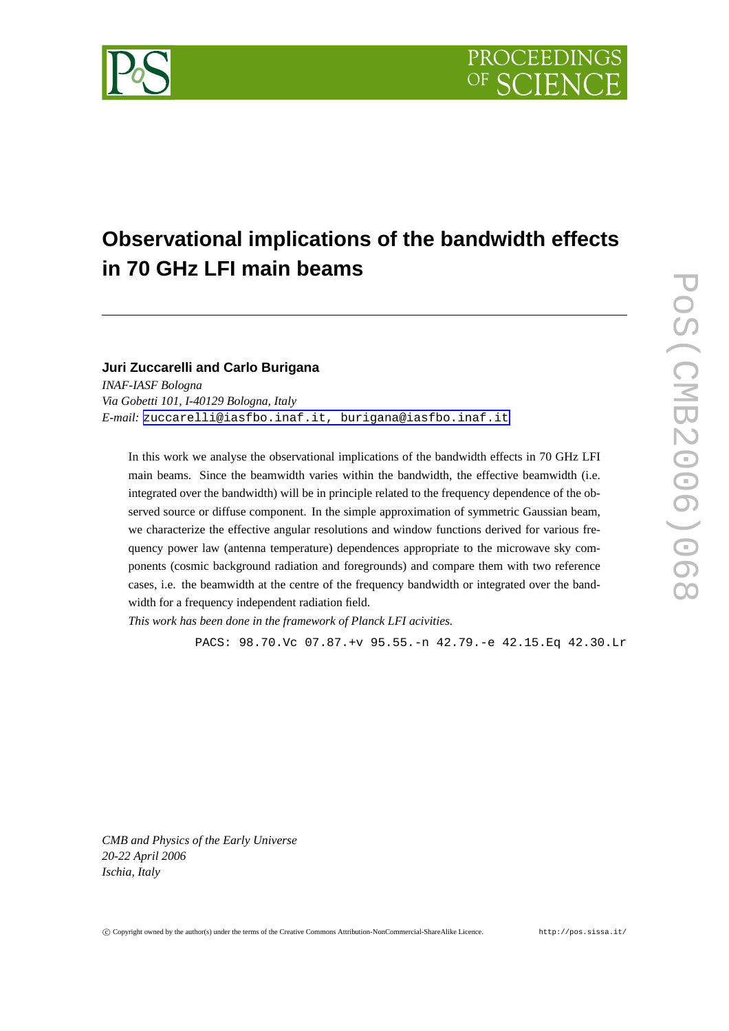# Observational implications of the bandwidth effects in 70 GHz LFI main beams

**Juri Zuccarelli and Carlo Burigana**

*INAF-IASF Bologna*
*Via Gobetti 101, I-40129 Bologna, Italy*
*E-mail:* zuccarelli@iasfbo.inaf.it, burigana@iasfbo.inaf.it

In this work we analyse the observational implications of the bandwidth effects in 70 GHz LFI main beams. Since the beamwidth varies within the bandwidth, the effective beamwidth (i.e. integrated over the bandwidth) will be in principle related to the frequency dependence of the observed source or diffuse component. In the simple approximation of symmetric Gaussian beam, we characterize the effective angular resolutions and window functions derived for various frequency power law (antenna temperature) dependences appropriate to the microwave sky components (cosmic background radiation and foregrounds) and compare them with two reference cases, i.e. the beamwidth at the centre of the frequency bandwidth or integrated over the bandwidth for a frequency independent radiation field.

*This work has been done in the framework of Planck LFI acivities.*

PACS: 98.70.Vc 07.87.+v 95.55.-n 42.79.-e 42.15.Eq 42.30.Lr

*CMB and Physics of the Early Universe*
*20-22 April 2006*
*Ischia, Italy*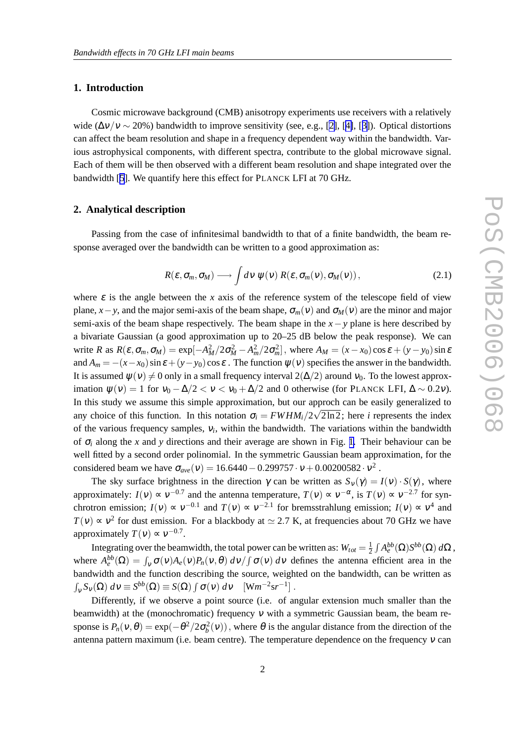## 1. Introduction

Cosmic microwave background (CMB) anisotropy experiments use receivers with a relatively wide ($\Delta\nu/\nu \sim 20\%$) bandwidth to improve sensitivity (see, e.g., [2], [4], [3]). Optical distortions can affect the beam resolution and shape in a frequency dependent way within the bandwidth. Various astrophysical components, with different spectra, contribute to the global microwave signal. Each of them will be then observed with a different beam resolution and shape integrated over the bandwidth [5]. We quantify here this effect for PLANCK LFI at 70 GHz.

## 2. Analytical description

Passing from the case of infinitesimal bandwidth to that of a finite bandwidth, the beam response averaged over the bandwidth can be written to a good approximation as:

$$R(\varepsilon, \sigma_m, \sigma_M) \longrightarrow \int d\nu\, \psi(\nu)\, R(\varepsilon, \sigma_m(\nu), \sigma_M(\nu))\,, \tag{2.1}$$

where $\varepsilon$ is the angle between the $x$ axis of the reference system of the telescope field of view plane, $x-y$, and the major semi-axis of the beam shape, $\sigma_m(\nu)$ and $\sigma_M(\nu)$ are the minor and major semi-axis of the beam shape respectively. The beam shape in the $x-y$ plane is here described by a bivariate Gaussian (a good approximation up to 20–25 dB below the peak response). We can write $R$ as $R(\varepsilon, \sigma_m, \sigma_M) = \exp[-A_M^2/2\sigma_M^2 - A_m^2/2\sigma_m^2]$, where $A_M = (x-x_0)\cos\varepsilon + (y-y_0)\sin\varepsilon$ and $A_m = -(x-x_0)\sin\varepsilon + (y-y_0)\cos\varepsilon$. The function $\psi(\nu)$ specifies the answer in the bandwidth. It is assumed $\psi(\nu) \neq 0$ only in a small frequency interval $2(\Delta/2)$ around $\nu_0$. To the lowest approximation $\psi(\nu) = 1$ for $\nu_0 - \Delta/2 < \nu < \nu_0 + \Delta/2$ and 0 otherwise (for PLANCK LFI, $\Delta \sim 0.2\nu$). In this study we assume this simple approximation, but our approch can be easily generalized to any choice of this function. In this notation $\sigma_i = FWHM_i/2\sqrt{2\ln 2}$; here $i$ represents the index of the various frequency samples, $\nu_i$, within the bandwidth. The variations within the bandwidth of $\sigma_i$ along the $x$ and $y$ directions and their average are shown in Fig. 1. Their behaviour can be well fitted by a second order polinomial. In the symmetric Gaussian beam approximation, for the considered beam we have $\sigma_{ave}(\nu) = 16.6440 - 0.299757 \cdot \nu + 0.00200582 \cdot \nu^2$.

The sky surface brightness in the direction $\gamma$ can be written as $S_\nu(\gamma) = I(\nu) \cdot S(\gamma)$, where approximately: $I(\nu) \propto \nu^{-0.7}$ and the antenna temperature, $T(\nu) \propto \nu^{-\alpha}$, is $T(\nu) \propto \nu^{-2.7}$ for synchrotron emission; $I(\nu) \propto \nu^{-0.1}$ and $T(\nu) \propto \nu^{-2.1}$ for bremsstrahlung emission; $I(\nu) \propto \nu^4$ and $T(\nu) \propto \nu^2$ for dust emission. For a blackbody at $\simeq 2.7$ K, at frequencies about 70 GHz we have approximately $T(\nu) \propto \nu^{-0.7}$.

Integrating over the beamwidth, the total power can be written as: $W_{tot} = \frac{1}{2}\int A_e^{bb}(\Omega) S^{bb}(\Omega)\, d\Omega$, where $A_e^{bb}(\Omega) = \int_\nu \sigma(\nu) A_e(\nu) P_n(\nu,\theta)\, d\nu / \int \sigma(\nu)\, d\nu$ defines the antenna efficient area in the bandwidth and the function describing the source, weighted on the bandwidth, can be written as $\int_\nu S_\nu(\Omega)\, d\nu \equiv S^{bb}(\Omega) \equiv S(\Omega) \int \sigma(\nu)\, d\nu \quad [\mathrm{Wm^{-2}sr^{-1}}]$.

Differently, if we observe a point source (i.e. of angular extension much smaller than the beamwidth) at the (monochromatic) frequency $\nu$ with a symmetric Gaussian beam, the beam response is $P_n(\nu,\theta) = \exp(-\theta^2/2\sigma_b^2(\nu))$, where $\theta$ is the angular distance from the direction of the antenna pattern maximum (i.e. beam centre). The temperature dependence on the frequency $\nu$ can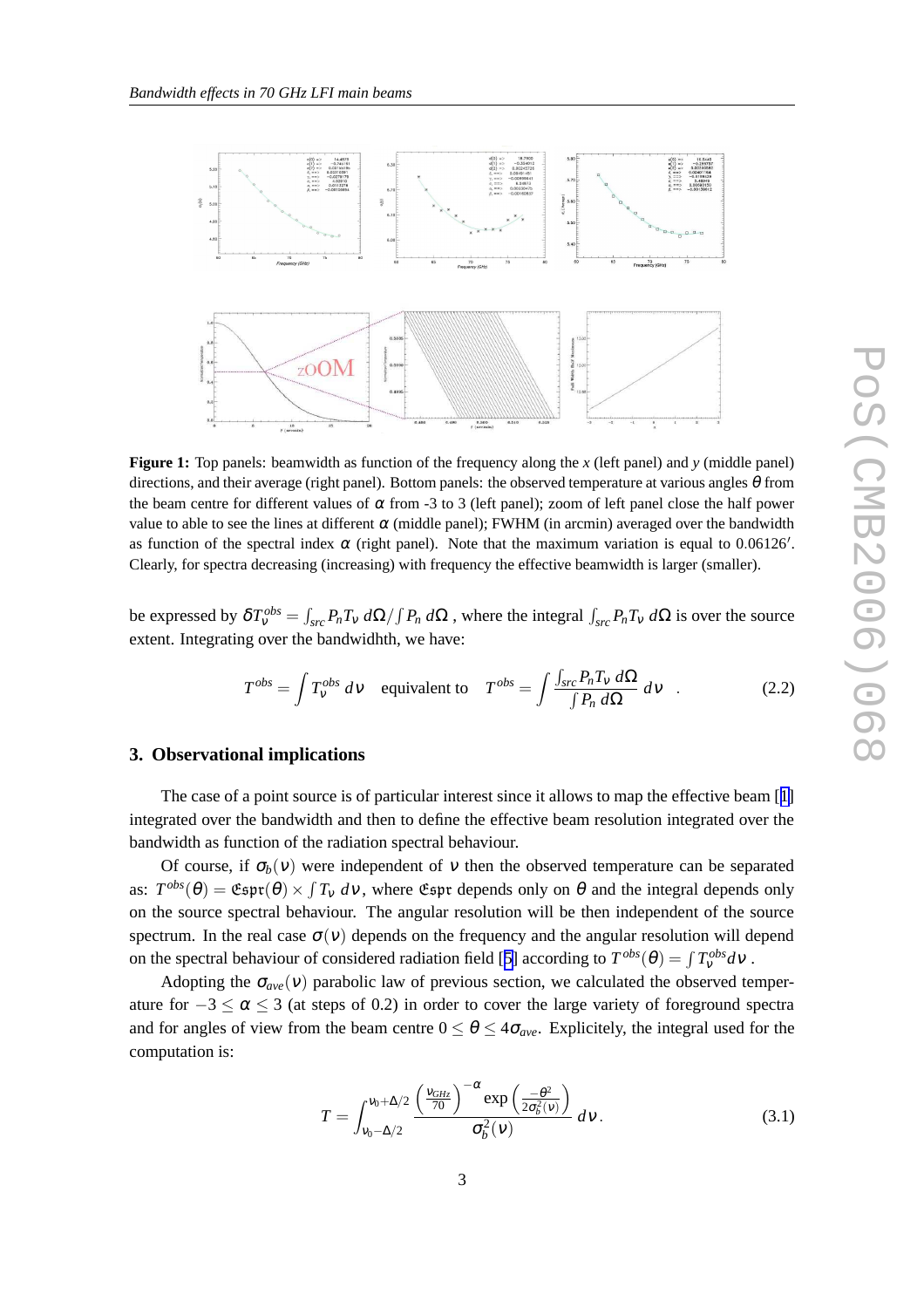**Figure 1:** Top panels: beamwidth as function of the frequency along the $x$ (left panel) and $y$ (middle panel) directions, and their average (right panel). Bottom panels: the observed temperature at various angles $\theta$ from the beam centre for different values of $\alpha$ from -3 to 3 (left panel); zoom of left panel close the half power value to able to see the lines at different $\alpha$ (middle panel); FWHM (in arcmin) averaged over the bandwidth as function of the spectral index $\alpha$ (right panel). Note that the maximum variation is equal to $0.06126'$. Clearly, for spectra decreasing (increasing) with frequency the effective beamwidth is larger (smaller).

be expressed by $\delta T_\nu^{obs} = \int_{src} P_n T_\nu \, d\Omega / \int P_n \, d\Omega$ , where the integral $\int_{src} P_n T_\nu \, d\Omega$ is over the source extent. Integrating over the bandwidhth, we have:

$$T^{obs} = \int T_\nu^{obs} \, d\nu \quad \text{equivalent to} \quad T^{obs} = \int \frac{\int_{src} P_n T_\nu \, d\Omega}{\int P_n \, d\Omega} \, d\nu \quad . \tag{2.2}$$

## 3. Observational implications

The case of a point source is of particular interest since it allows to map the effective beam [1] integrated over the bandwidth and then to define the effective beam resolution integrated over the bandwidth as function of the radiation spectral behaviour.

Of course, if $\sigma_b(\nu)$ were independent of $\nu$ then the observed temperature can be separated as: $T^{obs}(\theta) = \mathfrak{Cspr}(\theta) \times \int T_\nu \, d\nu$, where $\mathfrak{Cspr}$ depends only on $\theta$ and the integral depends only on the source spectral behaviour. The angular resolution will be then independent of the source spectrum. In the real case $\sigma(\nu)$ depends on the frequency and the angular resolution will depend on the spectral behaviour of considered radiation field [5] according to $T^{obs}(\theta) = \int T_\nu^{obs} d\nu$ .

Adopting the $\sigma_{ave}(\nu)$ parabolic law of previous section, we calculated the observed temperature for $-3 \leq \alpha \leq 3$ (at steps of 0.2) in order to cover the large variety of foreground spectra and for angles of view from the beam centre $0 \leq \theta \leq 4\sigma_{ave}$. Explicitely, the integral used for the computation is:

$$T = \int_{\nu_0 - \Delta/2}^{\nu_0 + \Delta/2} \frac{\left(\frac{\nu_{GHz}}{70}\right)^{-\alpha} \exp\left(\frac{-\theta^2}{2\sigma_b^2(\nu)}\right)}{\sigma_b^2(\nu)} \, d\nu \, . \tag{3.1}$$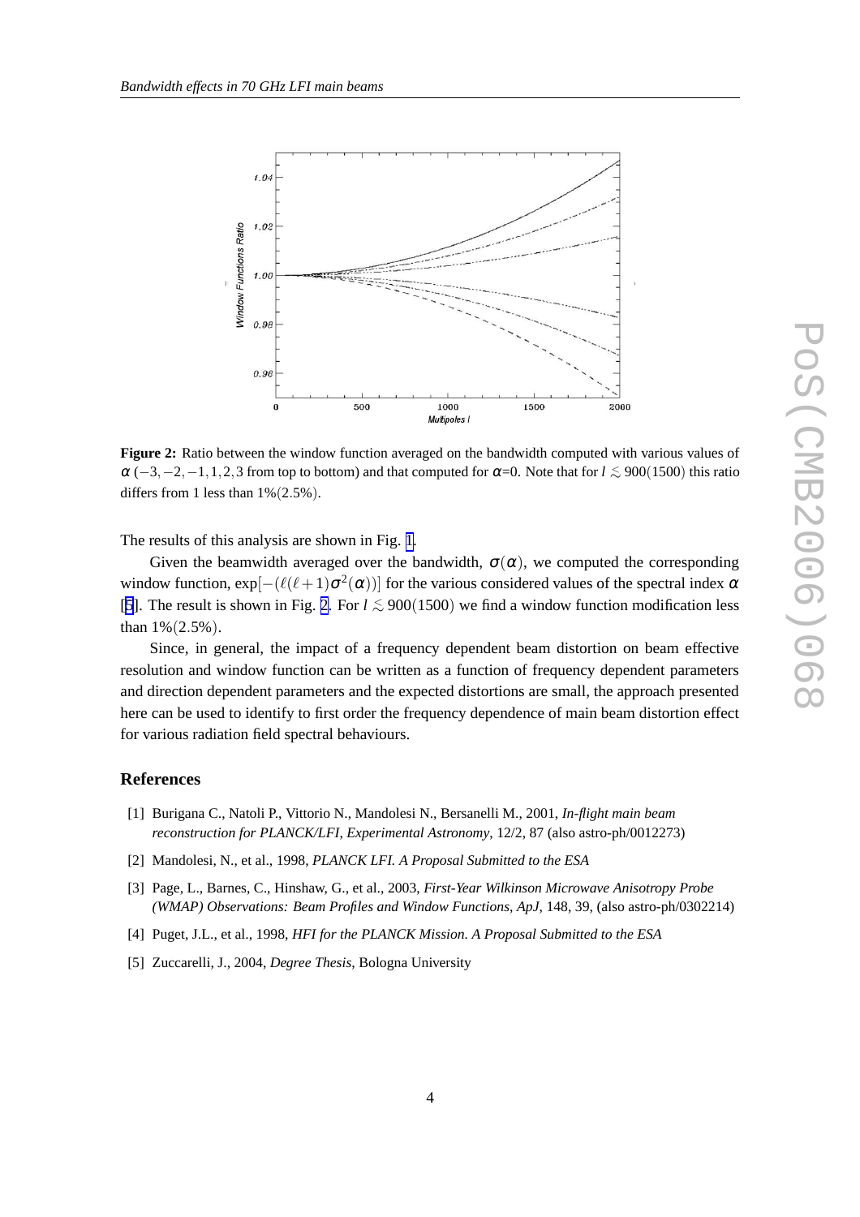Window Functions Ratio

1.04

1.02

1.00

0.98

0.96

0 500 1000 1500 2000

Multipoles l

**Figure 2:** Ratio between the window function averaged on the bandwidth computed with various values of $\alpha$ ($-3,-2,-1,1,2,3$ from top to bottom) and that computed for $\alpha$=0. Note that for $l \lesssim 900(1500)$ this ratio differs from 1 less than $1\%(2.5\%)$.

The results of this analysis are shown in Fig. 1.

Given the beamwidth averaged over the bandwidth, $\sigma(\alpha)$, we computed the corresponding window function, $\exp[-(\ell(\ell+1)\sigma^2(\alpha))]$ for the various considered values of the spectral index $\alpha$ [5]. The result is shown in Fig. 2. For $l \lesssim 900(1500)$ we find a window function modification less than $1\%(2.5\%)$.

Since, in general, the impact of a frequency dependent beam distortion on beam effective resolution and window function can be written as a function of frequency dependent parameters and direction dependent parameters and the expected distortions are small, the approach presented here can be used to identify to first order the frequency dependence of main beam distortion effect for various radiation field spectral behaviours.

## References

[1] Burigana C., Natoli P., Vittorio N., Mandolesi N., Bersanelli M., 2001, *In-flight main beam reconstruction for PLANCK/LFI*, *Experimental Astronomy*, 12/2, 87 (also astro-ph/0012273)

[2] Mandolesi, N., et al., 1998, *PLANCK LFI. A Proposal Submitted to the ESA*

[3] Page, L., Barnes, C., Hinshaw, G., et al., 2003, *First-Year Wilkinson Microwave Anisotropy Probe (WMAP) Observations: Beam Profiles and Window Functions*, *ApJ*, 148, 39, (also astro-ph/0302214)

[4] Puget, J.L., et al., 1998, *HFI for the PLANCK Mission. A Proposal Submitted to the ESA*

[5] Zuccarelli, J., 2004, *Degree Thesis*, Bologna University